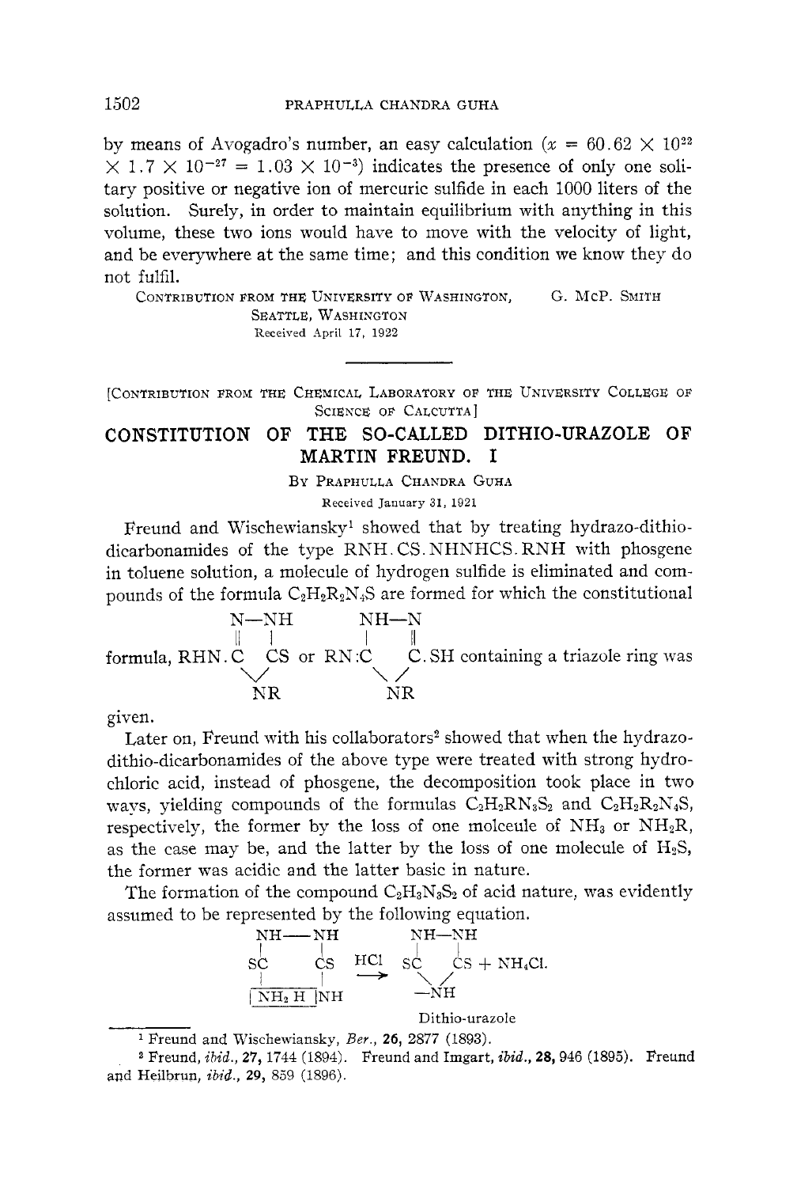by means of Avogadro's number, an easy calculation ($x = 60.62 \times 10^{22} \times 1.7 \times 10^{-27} = 1.03 \times 10^{-3}$) indicates the presence of only one solitary positive or negative ion of mercuric sulfide in each 1000 liters of the solution. Surely, in order to maintain equilibrium with anything in this volume, these two ions would have to move with the velocity of light, and be everywhere at the same time; and this condition we know they do not fulfil.

CONTRIBUTION FROM THE UNIVERSITY OF WASHINGTON, SEATTLE, WASHINGTON — G. McP. SMITH

Received April 17, 1922

---

[CONTRIBUTION FROM THE CHEMICAL LABORATORY OF THE UNIVERSITY COLLEGE OF SCIENCE OF CALCUTTA]

# CONSTITUTION OF THE SO-CALLED DITHIO-URAZOLE OF MARTIN FREUND. I

By PRAPHULLA CHANDRA GUHA

Received January 31, 1921

Freund and Wischewiansky[1] showed that by treating hydrazo-dithio-dicarbonamides of the type RNH.CS.NHNHCS.RNH with phosgene in toluene solution, a molecule of hydrogen sulfide is eliminated and compounds of the formula $C_2H_2R_2N_4S$ are formed for which the constitutional formula,

```
        N—NH              NH—N
        ‖   |             |   ‖
RHN.C    CS    or   RN:C     C.SH
     \  /                \  /
      NR                  NR
```

containing a triazole ring was given.

Later on, Freund with his collaborators[2] showed that when the hydrazo-dithio-dicarbonamides of the above type were treated with strong hydrochloric acid, instead of phosgene, the decomposition took place in two ways, yielding compounds of the formulas $C_2H_2RN_3S_2$ and $C_2H_2R_2N_4S$, respectively, the former by the loss of one molceule of $NH_3$ or $NH_2R$, as the case may be, and the latter by the loss of one molecule of $H_2S$, the former was acidic and the latter basic in nature.

The formation of the compound $C_2H_3N_3S_2$ of acid nature, was evidently assumed to be represented by the following equation.

```
 NH——NH                NH—NH
 |     |               |    |
 SC    CS    HCl       SC   CS  + NH4Cl.
 |     |     ——>        \  /
|NH2 H |NH               —NH
                      Dithio-urazole
```

[1] Freund and Wischewiansky, *Ber.*, **26**, 2877 (1893).

[2] Freund, *ibid.*, **27**, 1744 (1894). Freund and Imgart, *ibid.*, **28**, 946 (1895). Freund and Heilbrun, *ibid.*, **29**, 859 (1896).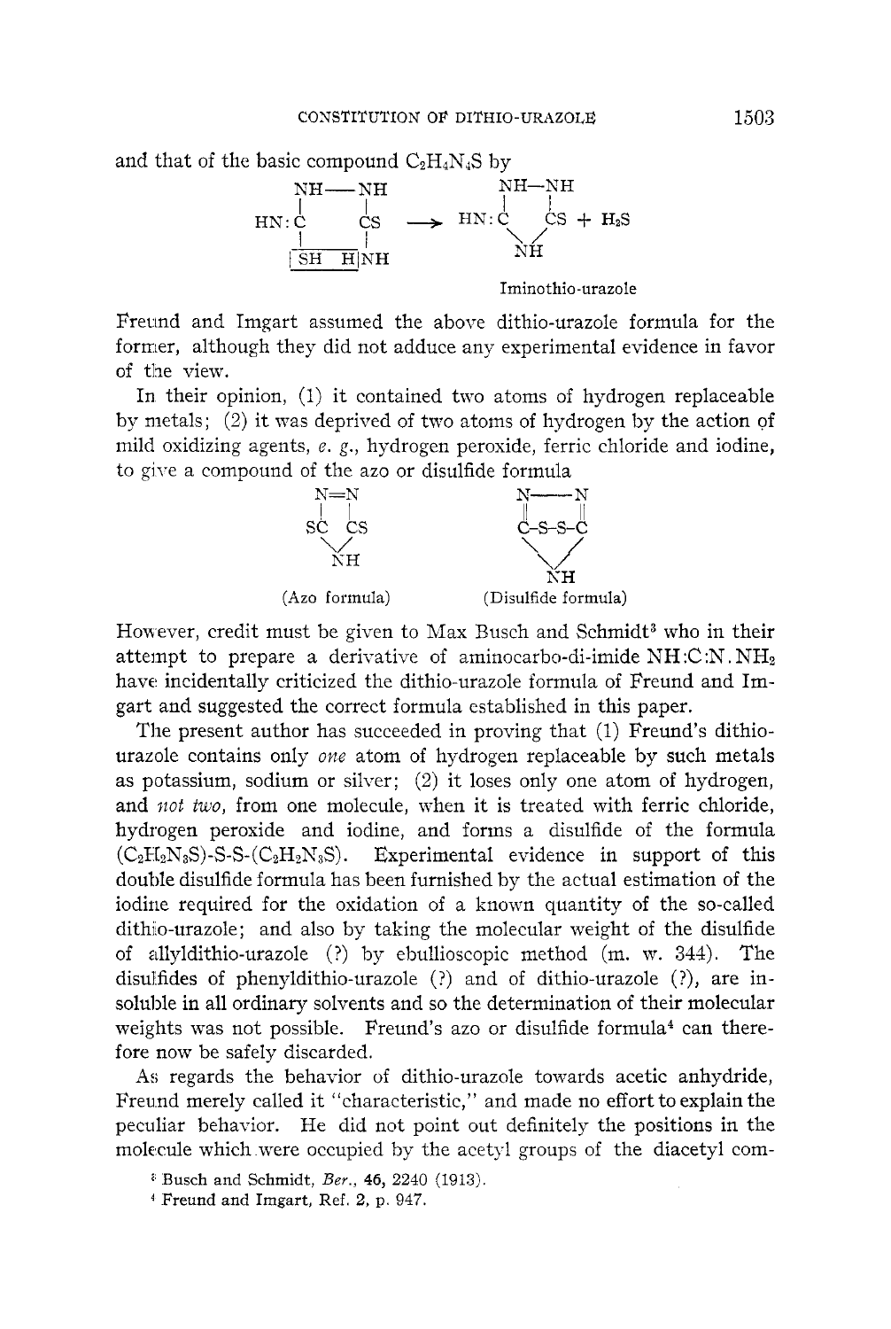and that of the basic compound $C_2H_4N_4S$ by

```
NH——NH                    NH—NH
|    |                    |   |
HN:C    CS    ——>    HN:C    CS  +  H2S
|     |                    \   /
|SH  H|NH                   NH

                       Iminothio-urazole
```

Freund and Imgart assumed the above dithio-urazole formula for the former, although they did not adduce any experimental evidence in favor of the view.

In their opinion, (1) it contained two atoms of hydrogen replaceable by metals; (2) it was deprived of two atoms of hydrogen by the action of mild oxidizing agents, *e. g.*, hydrogen peroxide, ferric chloride and iodine, to give a compound of the azo or disulfide formula

```
  N=N              N——N
  |  |             ||   ||
 SC  CS            C-S-S-C
   \/               \   /
   NH                NH
(Azo formula)   (Disulfide formula)
```

However, credit must be given to Max Busch and Schmidt[3] who in their attempt to prepare a derivative of aminocarbo-di-imide NH:C:N.$NH_2$ have incidentally criticized the dithio-urazole formula of Freund and Imgart and suggested the correct formula established in this paper.

The present author has succeeded in proving that (1) Freund's dithio-urazole contains only *one* atom of hydrogen replaceable by such metals as potassium, sodium or silver; (2) it loses only one atom of hydrogen, and *not two*, from one molecule, when it is treated with ferric chloride, hydrogen peroxide and iodine, and forms a disulfide of the formula ($C_2H_2N_3S$)-S-S-($C_2H_2N_3S$). Experimental evidence in support of this double disulfide formula has been furnished by the actual estimation of the iodine required for the oxidation of a known quantity of the so-called dithio-urazole; and also by taking the molecular weight of the disulfide of allyldithio-urazole (?) by ebullioscopic method (m. w. 344). The disulfides of phenyldithio-urazole (?) and of dithio-urazole (?), are insoluble in all ordinary solvents and so the determination of their molecular weights was not possible. Freund's azo or disulfide formula[4] can therefore now be safely discarded.

As regards the behavior of dithio-urazole towards acetic anhydride, Freund merely called it "characteristic," and made no effort to explain the peculiar behavior. He did not point out definitely the positions in the molecule which were occupied by the acetyl groups of the diacetyl com-

[3] Busch and Schmidt, *Ber.*, **46**, 2240 (1913).

[4] Freund and Imgart, Ref. 2, p. 947.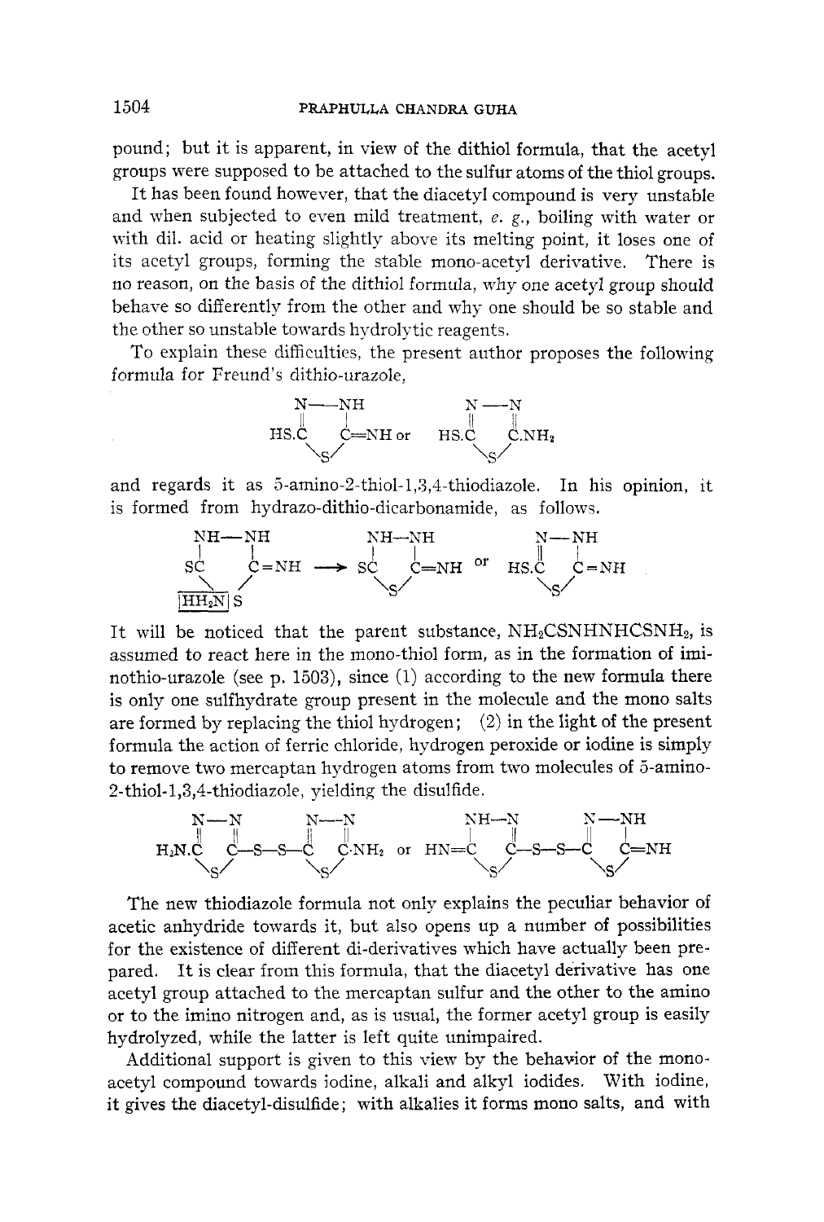pound; but it is apparent, in view of the dithiol formula, that the acetyl groups were supposed to be attached to the sulfur atoms of the thiol groups.

It has been found however, that the diacetyl compound is very unstable and when subjected to even mild treatment, *e. g.*, boiling with water or with dil. acid or heating slightly above its melting point, it loses one of its acetyl groups, forming the stable mono-acetyl derivative. There is no reason, on the basis of the dithiol formula, why one acetyl group should behave so differently from the other and why one should be so stable and the other so unstable towards hydrolytic reagents.

To explain these difficulties, the present author proposes the following formula for Freund's dithio-urazole,

```
    N——NH              N——N
    ‖    |             ‖   ‖
HS.C     C=NH  or  HS.C    C.NH2
     \  /               \ /
      S                  S
```

and regards it as 5-amino-2-thiol-1,3,4-thiodiazole. In his opinion, it is formed from hydrazo-dithio-dicarbonamide, as follows.

```
 NH——NH             NH——NH              N——NH
 |     |            |    |              ‖    |
 SC    C=NH  ——>    SC   C=NH    or  HS.C    C=NH
   \   /              \ /                \  /
 [HH2N] S              S                  S
```

It will be noticed that the parent substance, $NH_2CSNHNHCSNH_2$, is assumed to react here in the mono-thiol form, as in the formation of iminothio-urazole (see p. 1503), since (1) according to the new formula there is only one sulfhydrate group present in the molecule and the mono salts are formed by replacing the thiol hydrogen; (2) in the light of the present formula the action of ferric chloride, hydrogen peroxide or iodine is simply to remove two mercaptan hydrogen atoms from two molecules of 5-amino-2-thiol-1,3,4-thiodiazole, yielding the disulfide.

```
    N——N        N——N                  NH——N        N——NH
    ‖   ‖       ‖   ‖                 |   ‖        ‖    |
H2N.C   C—S—S—C    C·NH2   or   HN=C     C—S—S—C      C=NH
     \ /         \ /                  \ /          \ /
      S           S                    S            S
```

The new thiodiazole formula not only explains the peculiar behavior of acetic anhydride towards it, but also opens up a number of possibilities for the existence of different di-derivatives which have actually been prepared. It is clear from this formula, that the diacetyl derivative has one acetyl group attached to the mercaptan sulfur and the other to the amino or to the imino nitrogen and, as is usual, the former acetyl group is easily hydrolyzed, while the latter is left quite unimpaired.

Additional support is given to this view by the behavior of the mono-acetyl compound towards iodine, alkali and alkyl iodides. With iodine, it gives the diacetyl-disulfide; with alkalies it forms mono salts, and with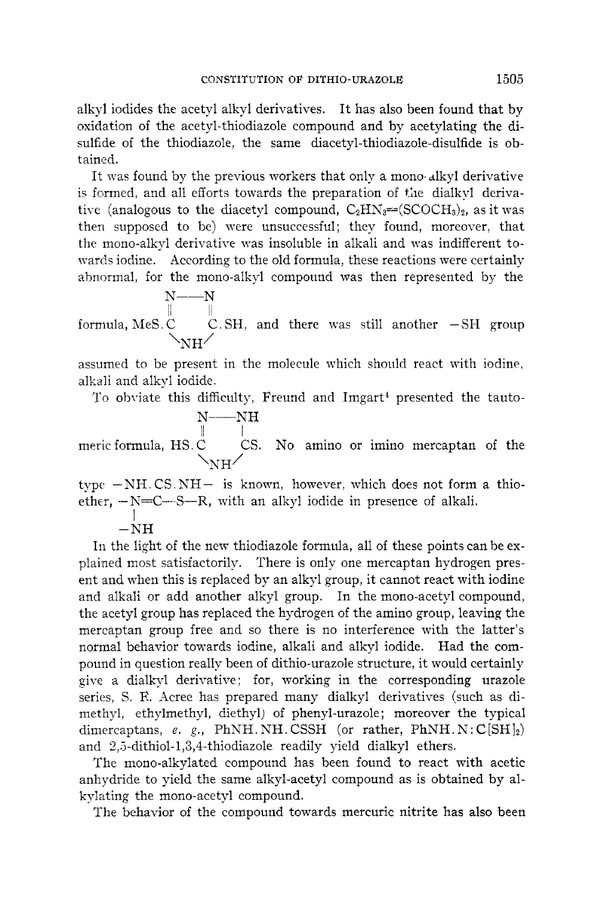alkyl iodides the acetyl alkyl derivatives. It has also been found that by oxidation of the acetyl-thiodiazole compound and by acetylating the disulfide of the thiodiazole, the same diacetyl-thiodiazole-disulfide is obtained.

It was found by the previous workers that only a mono-alkyl derivative is formed, and all efforts towards the preparation of the dialkyl derivative (analogous to the diacetyl compound, $C_2HN_3{=}(SCOCH_3)_2$, as it was then supposed to be) were unsuccessful; they found, moreover, that the mono-alkyl derivative was insoluble in alkali and was indifferent towards iodine. According to the old formula, these reactions were certainly abnormal, for the mono-alkyl compound was then represented by the formula,

```
     N——N
     ||   ||
MeS.C     C.SH
     \NH/
```

and there was still another $-SH$ group assumed to be present in the molecule which should react with iodine, alkali and alkyl iodide.

To obviate this difficulty, Freund and Imgart[4] presented the tautomeric formula,

```
    N——NH
    ||   |
HS.C     CS.
    \NH/
```

No amino or imino mercaptan of the type $-NH.CS.NH-$ is known, however, which does not form a thioether,

```
-N=C—S—R,
    |
  -NH
```

with an alkyl iodide in presence of alkali.

In the light of the new thiodiazole formula, all of these points can be explained most satisfactorily. There is only one mercaptan hydrogen present and when this is replaced by an alkyl group, it cannot react with iodine and alkali or add another alkyl group. In the mono-acetyl compound, the acetyl group has replaced the hydrogen of the amino group, leaving the mercaptan group free and so there is no interference with the latter's normal behavior towards iodine, alkali and alkyl iodide. Had the compound in question really been of dithio-urazole structure, it would certainly give a dialkyl derivative; for, working in the corresponding urazole series, S. F. Acree has prepared many dialkyl derivatives (such as dimethyl, ethylmethyl, diethyl) of phenyl-urazole; moreover the typical dimercaptans, *e. g.*, PhNH.NH.CSSH (or rather, PhNH.N:C[SH]$_2$) and 2,5-dithiol-1,3,4-thiodiazole readily yield dialkyl ethers.

The mono-alkylated compound has been found to react with acetic anhydride to yield the same alkyl-acetyl compound as is obtained by alkylating the mono-acetyl compound.

The behavior of the compound towards mercuric nitrite has also been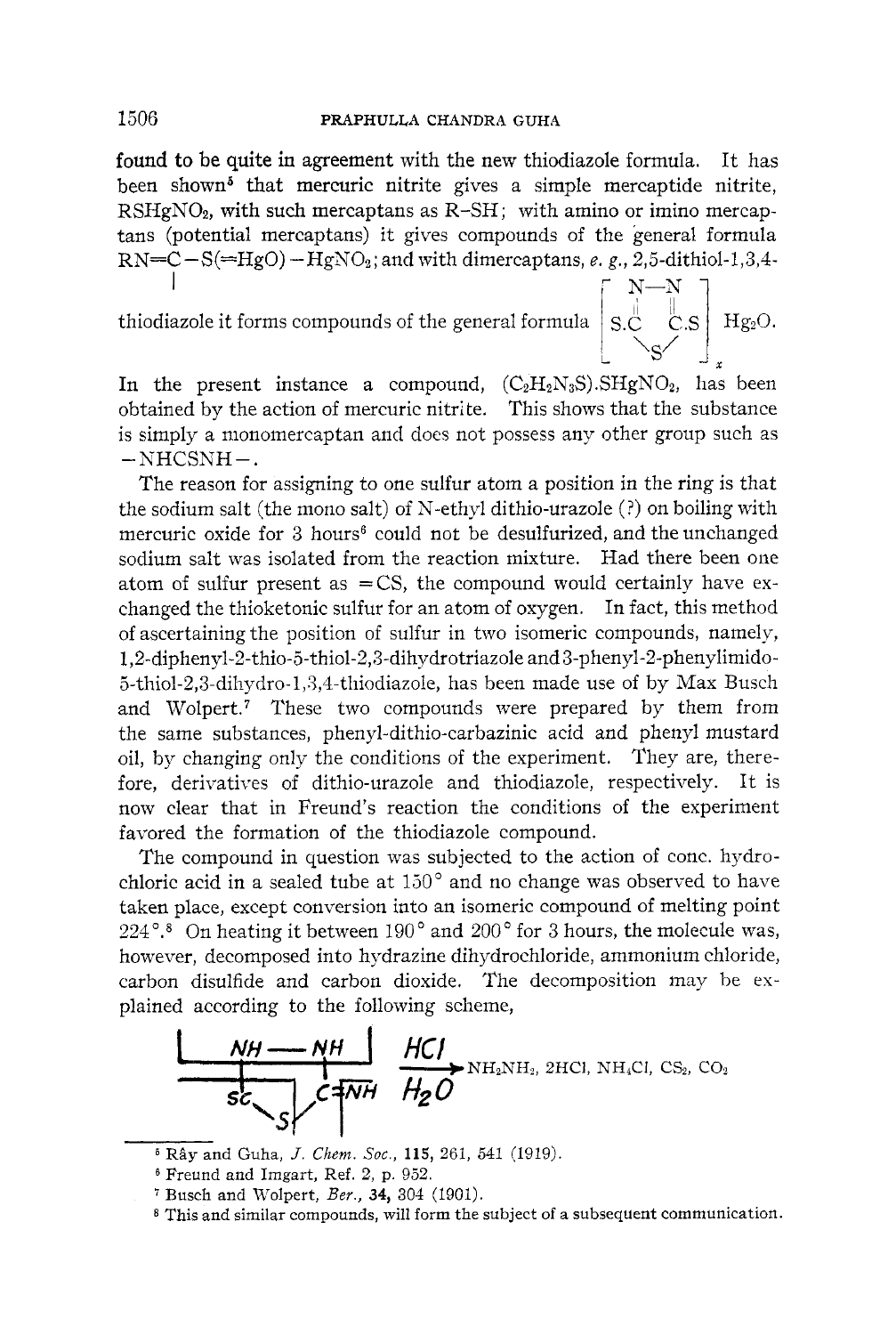found to be quite in agreement with the new thiodiazole formula. It has been shown[5] that mercuric nitrite gives a simple mercaptide nitrite, $RSHgNO_2$, with such mercaptans as R–SH; with amino or imino mercaptans (potential mercaptans) it gives compounds of the general formula RN=C–S(=HgO)–$HgNO_2$; and with dimercaptans, *e. g.*, 2,5-dithiol-1,3,4-thiodiazole it forms compounds of the general formula $\left[\text{S.C(=N–N=)C.S (ring closed through S)}\right]_x Hg_2O$.

In the present instance a compound, $(C_2H_2N_3S).SHgNO_2$, has been obtained by the action of mercuric nitrite. This shows that the substance is simply a monomercaptan and does not possess any other group such as –NHCSNH–.

The reason for assigning to one sulfur atom a position in the ring is that the sodium salt (the mono salt) of N-ethyl dithio-urazole (?) on boiling with mercuric oxide for 3 hours[6] could not be desulfurized, and the unchanged sodium salt was isolated from the reaction mixture. Had there been one atom of sulfur present as =CS, the compound would certainly have exchanged the thioketonic sulfur for an atom of oxygen. In fact, this method of ascertaining the position of sulfur in two isomeric compounds, namely, 1,2-diphenyl-2-thio-5-thiol-2,3-dihydrotriazole and 3-phenyl-2-phenylimido-5-thiol-2,3-dihydro-1,3,4-thiodiazole, has been made use of by Max Busch and Wolpert.[7] These two compounds were prepared by them from the same substances, phenyl-dithio-carbazinic acid and phenyl mustard oil, by changing only the conditions of the experiment. They are, therefore, derivatives of dithio-urazole and thiodiazole, respectively. It is now clear that in Freund's reaction the conditions of the experiment favored the formation of the thiodiazole compound.

The compound in question was subjected to the action of conc. hydrochloric acid in a sealed tube at 150° and no change was observed to have taken place, except conversion into an isomeric compound of melting point 224°.[8] On heating it between 190° and 200° for 3 hours, the molecule was, however, decomposed into hydrazine dihydrochloride, ammonium chloride, carbon disulfide and carbon dioxide. The decomposition may be explained according to the following scheme,

$$\text{(NH–NH, SC, S, C=NH ring)} \xrightarrow[H_2O]{HCl} NH_2NH_2,\ 2HCl,\ NH_4Cl,\ CS_2,\ CO_2$$

[5] Rây and Guha, *J. Chem. Soc.*, **115**, 261, 541 (1919).

[6] Freund and Imgart, Ref. 2, p. 952.

[7] Busch and Wolpert, *Ber.*, **34**, 304 (1901).

[8] This and similar compounds, will form the subject of a subsequent communication.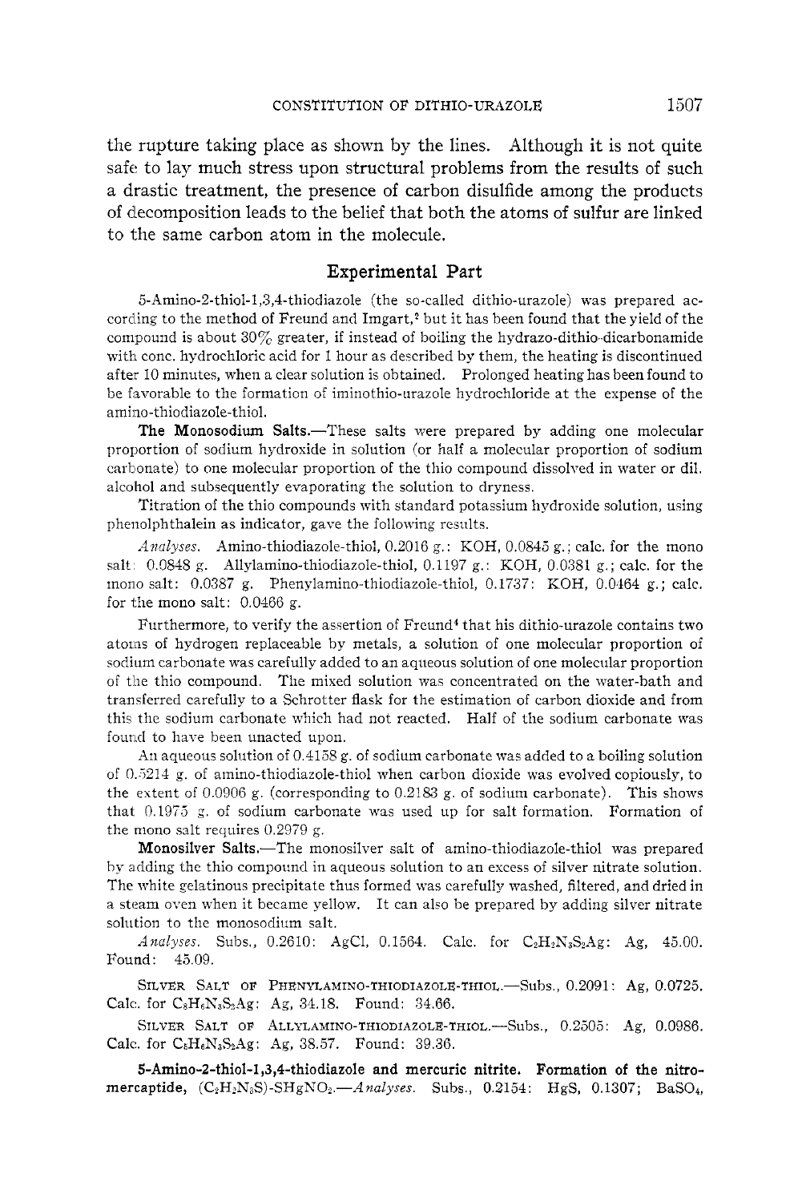the rupture taking place as shown by the lines. Although it is not quite safe to lay much stress upon structural problems from the results of such a drastic treatment, the presence of carbon disulfide among the products of decomposition leads to the belief that both the atoms of sulfur are linked to the same carbon atom in the molecule.

## Experimental Part

5-Amino-2-thiol-1,3,4-thiodiazole (the so-called dithio-urazole) was prepared according to the method of Freund and Imgart,[2] but it has been found that the yield of the compound is about 30% greater, if instead of boiling the hydrazo-dithio-dicarbonamide with conc. hydrochloric acid for 1 hour as described by them, the heating is discontinued after 10 minutes, when a clear solution is obtained. Prolonged heating has been found to be favorable to the formation of iminothio-urazole hydrochloride at the expense of the amino-thiodiazole-thiol.

**The Monosodium Salts.**—These salts were prepared by adding one molecular proportion of sodium hydroxide in solution (or half a molecular proportion of sodium carbonate) to one molecular proportion of the thio compound dissolved in water or dil. alcohol and subsequently evaporating the solution to dryness.

Titration of the thio compounds with standard potassium hydroxide solution, using phenolphthalein as indicator, gave the following results.

*Analyses.* Amino-thiodiazole-thiol, 0.2016 g.: KOH, 0.0845 g.; calc. for the mono salt: 0.0848 g. Allylamino-thiodiazole-thiol, 0.1197 g.: KOH, 0.0381 g.; calc. for the mono salt: 0.0387 g. Phenylamino-thiodiazole-thiol, 0.1737: KOH, 0.0464 g.; calc. for the mono salt: 0.0466 g.

Furthermore, to verify the assertion of Freund[4] that his dithio-urazole contains two atoms of hydrogen replaceable by metals, a solution of one molecular proportion of sodium carbonate was carefully added to an aqueous solution of one molecular proportion of the thio compound. The mixed solution was concentrated on the water-bath and transferred carefully to a Schrotter flask for the estimation of carbon dioxide and from this the sodium carbonate which had not reacted. Half of the sodium carbonate was found to have been unacted upon.

An aqueous solution of 0.4158 g. of sodium carbonate was added to a boiling solution of 0.5214 g. of amino-thiodiazole-thiol when carbon dioxide was evolved copiously, to the extent of 0.0906 g. (corresponding to 0.2183 g. of sodium carbonate). This shows that 0.1975 g. of sodium carbonate was used up for salt formation. Formation of the mono salt requires 0.2979 g.

**Monosilver Salts.**—The monosilver salt of amino-thiodiazole-thiol was prepared by adding the thio compound in aqueous solution to an excess of silver nitrate solution. The white gelatinous precipitate thus formed was carefully washed, filtered, and dried in a steam oven when it became yellow. It can also be prepared by adding silver nitrate solution to the monosodium salt.

*Analyses.* Subs., 0.2610: AgCl, 0.1564. Calc. for $C_2H_2N_3S_2Ag$: Ag, 45.00. Found: 45.09.

Silver Salt of Phenylamino-thiodiazole-thiol.—Subs., 0.2091: Ag, 0.0725. Calc. for $C_8H_6N_3S_2Ag$: Ag, 34.18. Found: 34.66.

Silver Salt of Allylamino-thiodiazole-thiol.—Subs., 0.2505: Ag, 0.0986. Calc. for $C_5H_6N_3S_2Ag$: Ag, 38.57. Found: 39.36.

**5-Amino-2-thiol-1,3,4-thiodiazole and mercuric nitrite. Formation of the nitromercaptide,** $(C_2H_2N_3S)$-$SHgNO_2$.—*Analyses.* Subs., 0.2154: HgS, 0.1307; $BaSO_4$,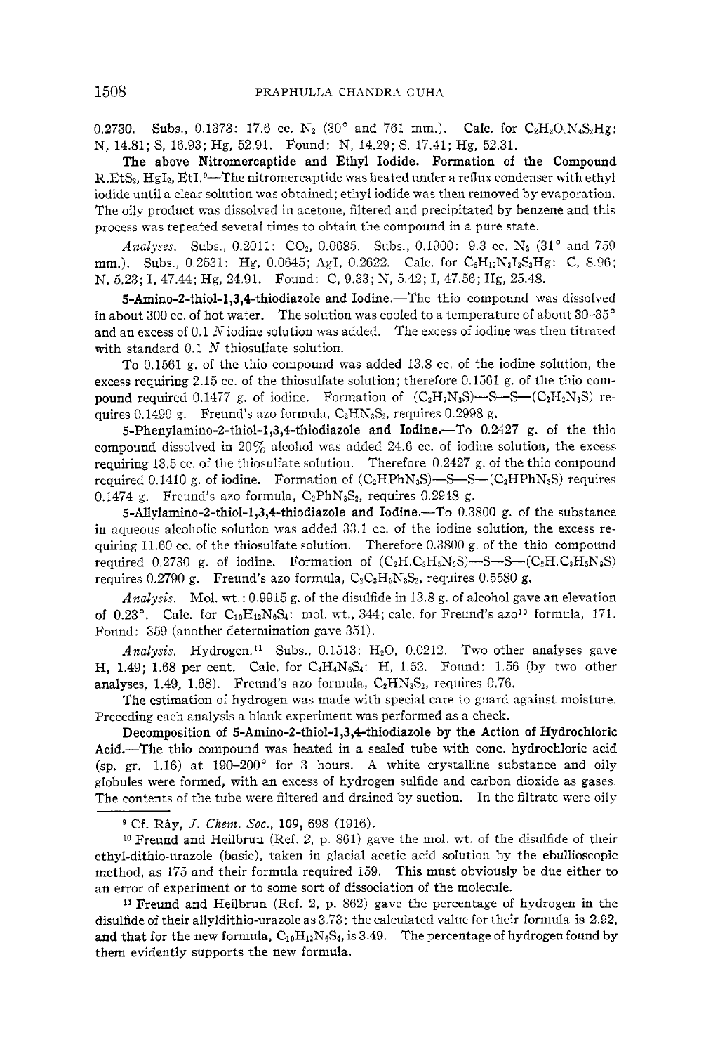0.2730. Subs., 0.1373: 17.6 cc. $N_2$ (30° and 761 mm.). Calc. for $C_2H_2O_2N_4S_2Hg$: N, 14.81; S, 16.93; Hg, 52.91. Found: N, 14.29; S, 17.41; Hg, 52.31.

**The above Nitromercaptide and Ethyl Iodide. Formation of the Compound R.EtS$_2$, HgI$_2$, EtI.**[9]—The nitromercaptide was heated under a reflux condenser with ethyl iodide until a clear solution was obtained; ethyl iodide was then removed by evaporation. The oily product was dissolved in acetone, filtered and precipitated by benzene and this process was repeated several times to obtain the compound in a pure state.

*Analyses.* Subs., 0.2011: $CO_2$, 0.0685. Subs., 0.1900: 9.3 cc. $N_2$ (31° and 759 mm.). Subs., 0.2531: Hg, 0.0645; AgI, 0.2622. Calc. for $C_6H_{12}N_3I_2S_3Hg$: C, 8.96; N, 5.23; I, 47.44; Hg, 24.91. Found: C, 9.33; N, 5.42; I, 47.56; Hg, 25.48.

**5-Amino-2-thiol-1,3,4-thiodiazole and Iodine.**—The thio compound was dissolved in about 300 cc. of hot water. The solution was cooled to a temperature of about 30–35° and an excess of 0.1 *N* iodine solution was added. The excess of iodine was then titrated with standard 0.1 *N* thiosulfate solution.

To 0.1561 g. of the thio compound was added 13.8 cc. of the iodine solution, the excess requiring 2.15 cc. of the thiosulfate solution; therefore 0.1561 g. of the thio compound required 0.1477 g. of iodine. Formation of $(C_2H_2N_3S)$—S—S—$(C_2H_2N_3S)$ requires 0.1499 g. Freund's azo formula, $C_2HN_3S_2$, requires 0.2998 g.

**5-Phenylamino-2-thiol-1,3,4-thiodiazole and Iodine.**—To 0.2427 g. of the thio compound dissolved in 20% alcohol was added 24.6 cc. of iodine solution, the excess requiring 13.5 cc. of the thiosulfate solution. Therefore 0.2427 g. of the thio compound required 0.1410 g. of iodine. Formation of $(C_2HPhN_3S)$—S—S—$(C_2HPhN_3S)$ requires 0.1474 g. Freund's azo formula, $C_2PhN_3S_2$, requires 0.2948 g.

**5-Allylamino-2-thiol-1,3,4-thiodiazole and Iodine.**—To 0.3800 g. of the substance in aqueous alcoholic solution was added 33.1 cc. of the iodine solution, the excess requiring 11.60 cc. of the thiosulfate solution. Therefore 0.3800 g. of the thio compound required 0.2730 g. of iodine. Formation of $(C_2H.C_3H_5N_3S)$—S—S—$(C_2H.C_3H_5N_3S)$ requires 0.2790 g. Freund's azo formula, $C_2C_3H_5N_3S_2$, requires 0.5580 g.

*Analysis.* Mol. wt.: 0.9915 g. of the disulfide in 13.8 g. of alcohol gave an elevation of 0.23°. Calc. for $C_{10}H_{12}N_6S_4$: mol. wt., 344; calc. for Freund's azo[10] formula, 171. Found: 359 (another determination gave 351).

*Analysis.* Hydrogen.[11] Subs., 0.1513: $H_2O$, 0.0212. Two other analyses gave H, 1.49; 1.68 per cent. Calc. for $C_4H_4N_6S_4$: H, 1.52. Found: 1.56 (by two other analyses, 1.49, 1.68). Freund's azo formula, $C_2HN_3S_2$, requires 0.76.

The estimation of hydrogen was made with special care to guard against moisture. Preceding each analysis a blank experiment was performed as a check.

**Decomposition of 5-Amino-2-thiol-1,3,4-thiodiazole by the Action of Hydrochloric Acid.**—The thio compound was heated in a sealed tube with conc. hydrochloric acid (sp. gr. 1.16) at 190–200° for 3 hours. A white crystalline substance and oily globules were formed, with an excess of hydrogen sulfide and carbon dioxide as gases. The contents of the tube were filtered and drained by suction. In the filtrate were oily

[9] Cf. Rây, *J. Chem. Soc.*, 109, 698 (1916).

[10] Freund and Heilbrun (Ref. 2, p. 861) gave the mol. wt. of the disulfide of their ethyl-dithio-urazole (basic), taken in glacial acetic acid solution by the ebullioscopic method, as 175 and their formula required 159. This must obviously be due either to an error of experiment or to some sort of dissociation of the molecule.

[11] Freund and Heilbrun (Ref. 2, p. 862) gave the percentage of hydrogen in the disulfide of their allyldithio-urazole as 3.73; the calculated value for their formula is 2.92, and that for the new formula, $C_{10}H_{12}N_6S_4$, is 3.49. The percentage of hydrogen found by them evidently supports the new formula.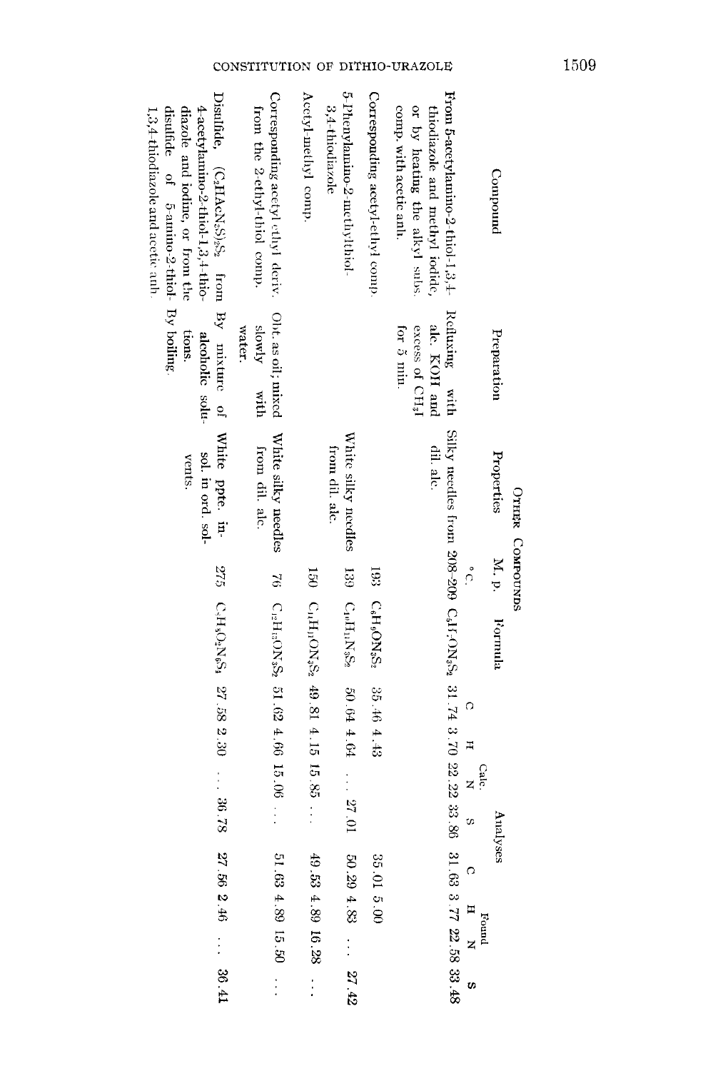Other Compounds

| Compound | Preparation | Properties | M. p. °C. | Formula | Analyses | | | | | | | |
|---|---|---|---|---|---|---|---|---|---|---|---|---|
| | | | | | Calc. | | | | Found | | | |
| | | | | | C | H | N | S | C | H | N | S |
| From 5-acetylamino-2-thiol-1,3,4-thiodiazole and methyl iodide, or by heating the alkyl subs. comp. with acetic anh. | Refluxing with alc. KOH and excess of $CH_3I$ for 5 min. | Silky needles from dil. alc. | 208–209 | $C_5H_7ON_3S_2$ | 31.74 | 3.70 | 22.22 | 33.86 | 31.63 | 3.77 | 22.58 | 33.48 |
| Corresponding acetyl-ethyl comp. | | | 193 | $C_6H_9ON_3S_2$ | 35.46 | 4.43 | | | 35.01 | 5.00 | | |
| 5-Phenylamino-2-methylthiol-3,4-thiodiazole | | White silky needles from dil. alc. | 139 | $C_{10}H_{11}N_3S_2$ | 50.64 | 4.64 | ... | 27.01 | 50.29 | 4.83 | ... | 27.42 |
| Acetyl-methyl comp. | | | 150 | $C_{11}H_{11}ON_3S_2$ | 49.81 | 4.15 | 15.85 | ... | 49.53 | 4.89 | 16.28 | ... |
| Corresponding acetyl ethyl deriv. from the 2-ethyl-thiol comp. | Obt. as oil, mixed slowly with water. | White silky needles from dil. alc. | 76 | $C_{12}H_{13}ON_3S_2$ | 51.62 | 4.66 | 15.06 | ... | 51.63 | 4.89 | 15.50 | ... |
| Disulfide, $(C_2HAcN_3S)_2S_2$ from 4-acetylamino-2-thiol-1,3,4-thiodiazole and iodine, or from the disulfide of 5-amino-2-thiol-1,3,4-thiodiazole and acetic anh. | By mixture of alcoholic solutions. By boiling. | White ppte. insol. in ord. solvents. | 275 | $C_8H_8O_2N_6S_4$ | 27.58 | 2.30 | ... | 36.78 | 27.56 | 2.46 | ... | 36.41 |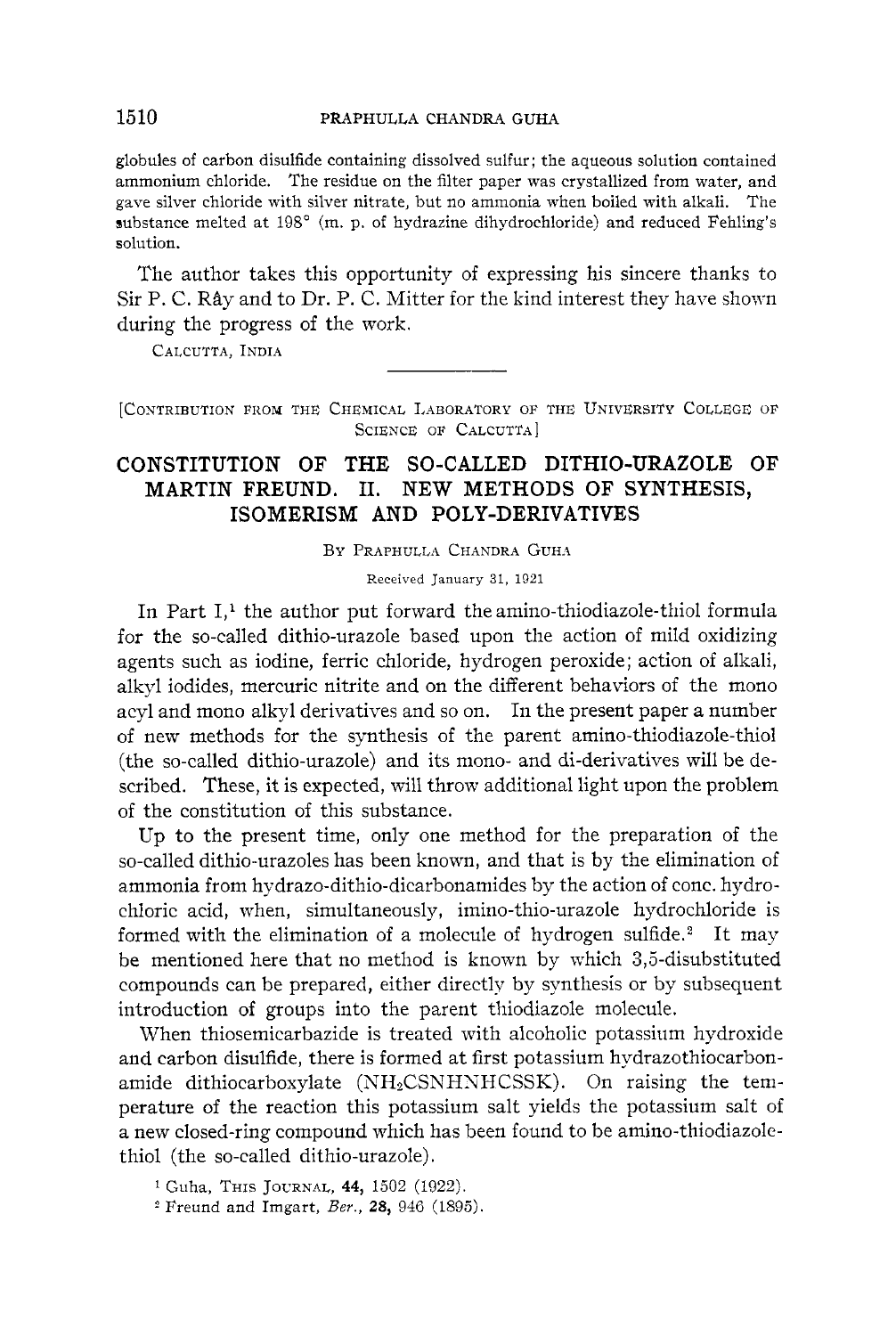globules of carbon disulfide containing dissolved sulfur; the aqueous solution contained ammonium chloride. The residue on the filter paper was crystallized from water, and gave silver chloride with silver nitrate, but no ammonia when boiled with alkali. The substance melted at 198° (m. p. of hydrazine dihydrochloride) and reduced Fehling's solution.

The author takes this opportunity of expressing his sincere thanks to Sir P. C. Rây and to Dr. P. C. Mitter for the kind interest they have shown during the progress of the work.

CALCUTTA, INDIA

---

[CONTRIBUTION FROM THE CHEMICAL LABORATORY OF THE UNIVERSITY COLLEGE OF SCIENCE OF CALCUTTA]

# CONSTITUTION OF THE SO-CALLED DITHIO-URAZOLE OF MARTIN FREUND. II. NEW METHODS OF SYNTHESIS, ISOMERISM AND POLY-DERIVATIVES

BY PRAPHULLA CHANDRA GUHA

Received January 31, 1921

In Part I,[1] the author put forward the amino-thiodiazole-thiol formula for the so-called dithio-urazole based upon the action of mild oxidizing agents such as iodine, ferric chloride, hydrogen peroxide; action of alkali, alkyl iodides, mercuric nitrite and on the different behaviors of the mono acyl and mono alkyl derivatives and so on. In the present paper a number of new methods for the synthesis of the parent amino-thiodiazole-thiol (the so-called dithio-urazole) and its mono- and di-derivatives will be described. These, it is expected, will throw additional light upon the problem of the constitution of this substance.

Up to the present time, only one method for the preparation of the so-called dithio-urazoles has been known, and that is by the elimination of ammonia from hydrazo-dithio-dicarbonamides by the action of conc. hydrochloric acid, when, simultaneously, imino-thio-urazole hydrochloride is formed with the elimination of a molecule of hydrogen sulfide.[2] It may be mentioned here that no method is known by which 3,5-disubstituted compounds can be prepared, either directly by synthesis or by subsequent introduction of groups into the parent thiodiazole molecule.

When thiosemicarbazide is treated with alcoholic potassium hydroxide and carbon disulfide, there is formed at first potassium hydrazothiocarbonamide dithiocarboxylate ($NH_2CSNHNHCSSK$). On raising the temperature of the reaction this potassium salt yields the potassium salt of a new closed-ring compound which has been found to be amino-thiodiazole-thiol (the so-called dithio-urazole).

[1] Guha, THIS JOURNAL, **44**, 1502 (1922).

[2] Freund and Imgart, *Ber.*, **28**, 946 (1895).